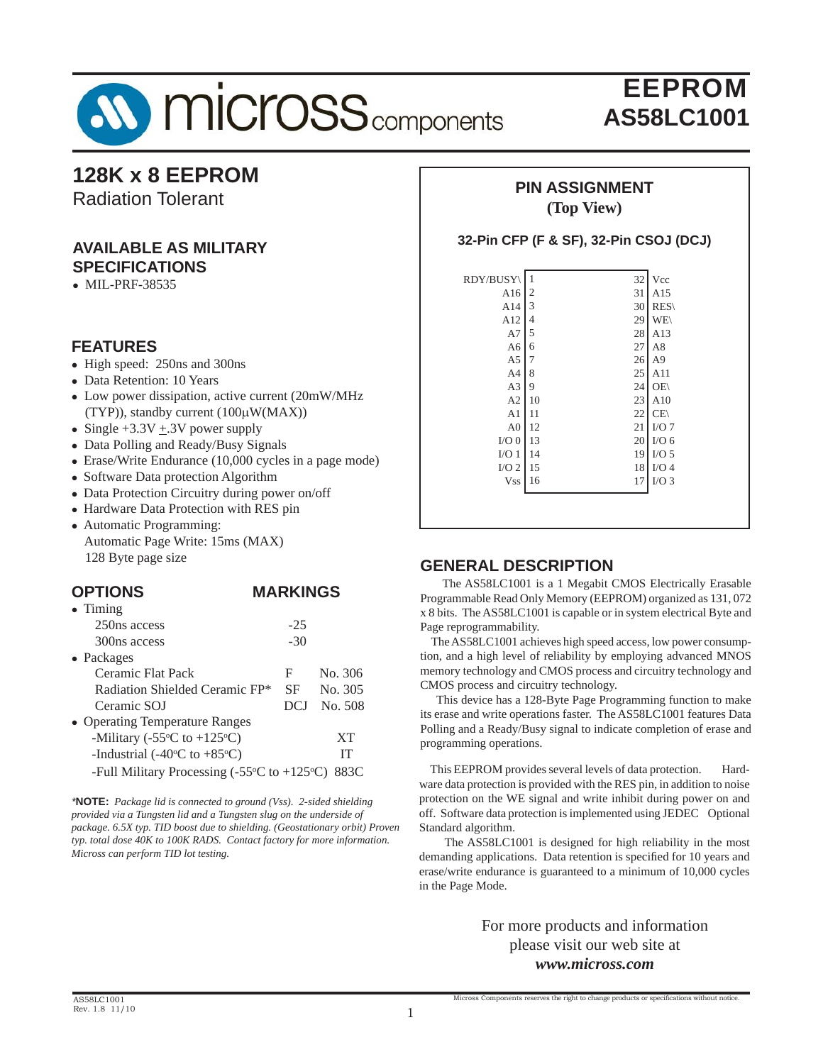# EEPROM
# AS58LC1001

## 128K x 8 EEPROM
Radiation Tolerant

### AVAILABLE AS MILITARY SPECIFICATIONS
- MIL-PRF-38535

### FEATURES
- High speed: 250ns and 300ns
- Data Retention: 10 Years
- Low power dissipation, active current (20mW/MHz (TYP)), standby current (100μW(MAX))
- Single +3.3V ±.3V power supply
- Data Polling and Ready/Busy Signals
- Erase/Write Endurance (10,000 cycles in a page mode)
- Software Data protection Algorithm
- Data Protection Circuitry during power on/off
- Hardware Data Protection with RES pin
- Automatic Programming:
  Automatic Page Write: 15ms (MAX)
  128 Byte page size

### OPTIONS / MARKINGS

| OPTIONS | MARKINGS | |
|---|---|---|
| • Timing | | |
| 250ns access | -25 | |
| 300ns access | -30 | |
| • Packages | | |
| Ceramic Flat Pack | F | No. 306 |
| Radiation Shielded Ceramic FP* | SF | No. 305 |
| Ceramic SOJ | DCJ | No. 508 |
| • Operating Temperature Ranges | | |
| -Military (-55°C to +125°C) | | XT |
| -Industrial (-40°C to +85°C) | | IT |
| -Full Military Processing (-55°C to +125°C) | | 883C |

***NOTE:** Package lid is connected to ground (Vss). 2-sided shielding provided via a Tungsten lid and a Tungsten slug on the underside of package. 6.5X typ. TID boost due to shielding. (Geostationary orbit) Proven typ. total dose 40K to 100K RADS. Contact factory for more information. Micross can perform TID lot testing.*

### PIN ASSIGNMENT
**(Top View)**

**32-Pin CFP (F & SF), 32-Pin CSOJ (DCJ)**

| Signal | Pin | Pin | Signal |
|---|---|---|---|
| RDY/BUSY\ | 1 | 32 | Vcc |
| A16 | 2 | 31 | A15 |
| A14 | 3 | 30 | RES\ |
| A12 | 4 | 29 | WE\ |
| A7 | 5 | 28 | A13 |
| A6 | 6 | 27 | A8 |
| A5 | 7 | 26 | A9 |
| A4 | 8 | 25 | A11 |
| A3 | 9 | 24 | OE\ |
| A2 | 10 | 23 | A10 |
| A1 | 11 | 22 | CE\ |
| A0 | 12 | 21 | I/O 7 |
| I/O 0 | 13 | 20 | I/O 6 |
| I/O 1 | 14 | 19 | I/O 5 |
| I/O 2 | 15 | 18 | I/O 4 |
| Vss | 16 | 17 | I/O 3 |

### GENERAL DESCRIPTION

The AS58LC1001 is a 1 Megabit CMOS Electrically Erasable Programmable Read Only Memory (EEPROM) organized as 131, 072 x 8 bits. The AS58LC1001 is capable or in system electrical Byte and Page reprogrammability.

The AS58LC1001 achieves high speed access, low power consumption, and a high level of reliability by employing advanced MNOS memory technology and CMOS process and circuitry technology and CMOS process and circuitry technology.

This device has a 128-Byte Page Programming function to make its erase and write operations faster. The AS58LC1001 features Data Polling and a Ready/Busy signal to indicate completion of erase and programming operations.

This EEPROM provides several levels of data protection. Hardware data protection is provided with the RES pin, in addition to noise protection on the WE signal and write inhibit during power on and off. Software data protection is implemented using JEDEC Optional Standard algorithm.

The AS58LC1001 is designed for high reliability in the most demanding applications. Data retention is specified for 10 years and erase/write endurance is guaranteed to a minimum of 10,000 cycles in the Page Mode.

For more products and information please visit our web site at ***www.micross.com***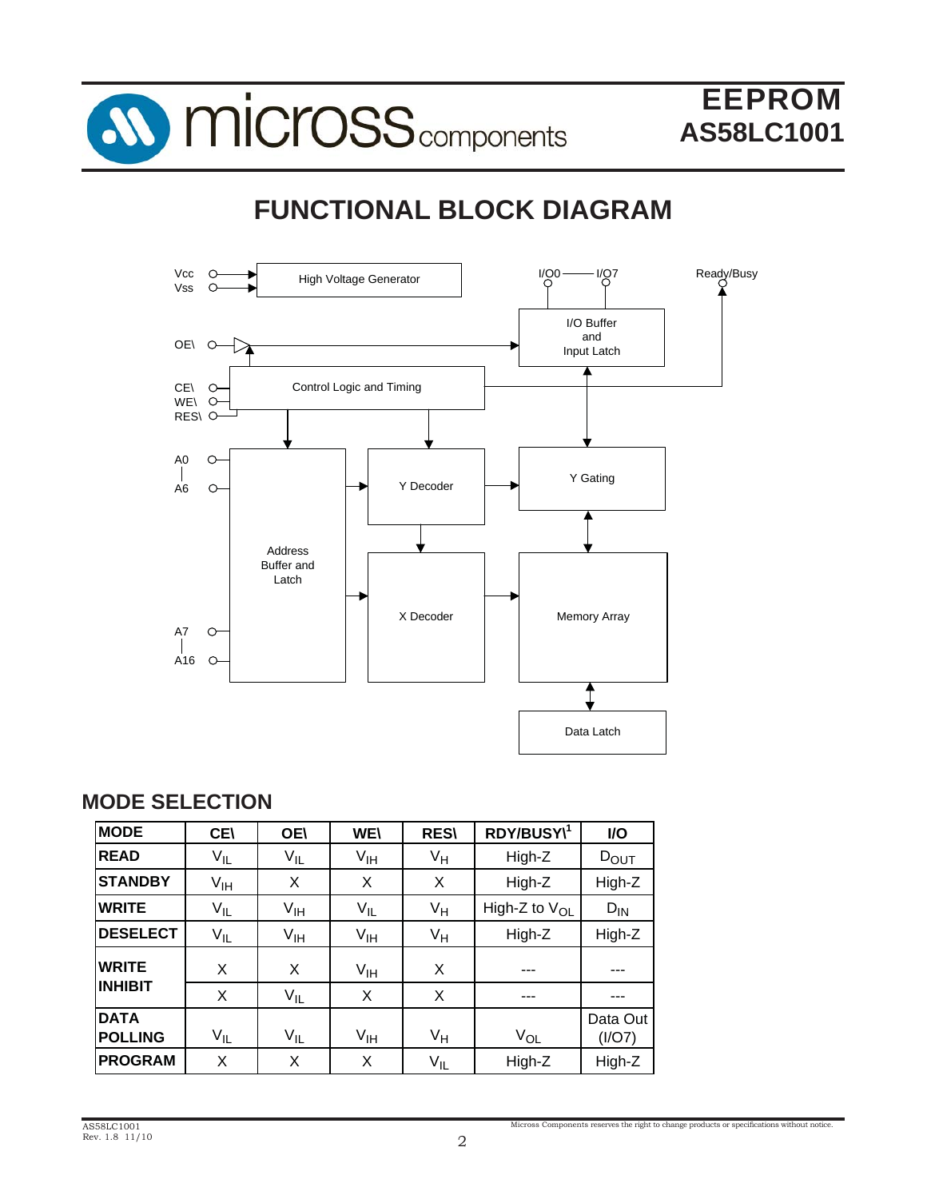## FUNCTIONAL BLOCK DIAGRAM

Vcc
Vss
High Voltage Generator
I/O0 —— I/O7
Ready/Busy
OE\
I/O Buffer and Input Latch
CE\
WE\
RES\
Control Logic and Timing
A0
|
A6
Y Decoder
Y Gating
Address Buffer and Latch
X Decoder
Memory Array
A7
|
A16
Data Latch

## MODE SELECTION

| MODE | CE\ | OE\ | WE\ | RES\ | RDY/BUSY\[1] | I/O |
|---|---|---|---|---|---|---|
| **READ** | $V_{IL}$ | $V_{IL}$ | $V_{IH}$ | $V_H$ | High-Z | $D_{OUT}$ |
| **STANDBY** | $V_{IH}$ | X | X | X | High-Z | High-Z |
| **WRITE** | $V_{IL}$ | $V_{IH}$ | $V_{IL}$ | $V_H$ | High-Z to $V_{OL}$ | $D_{IN}$ |
| **DESELECT** | $V_{IL}$ | $V_{IH}$ | $V_{IH}$ | $V_H$ | High-Z | High-Z |
| **WRITE INHIBIT** | X | X | $V_{IH}$ | X | --- | --- |
| | X | $V_{IL}$ | X | X | --- | --- |
| **DATA POLLING** | $V_{IL}$ | $V_{IL}$ | $V_{IH}$ | $V_H$ | $V_{OL}$ | Data Out (I/O7) |
| **PROGRAM** | X | X | X | $V_{IL}$ | High-Z | High-Z |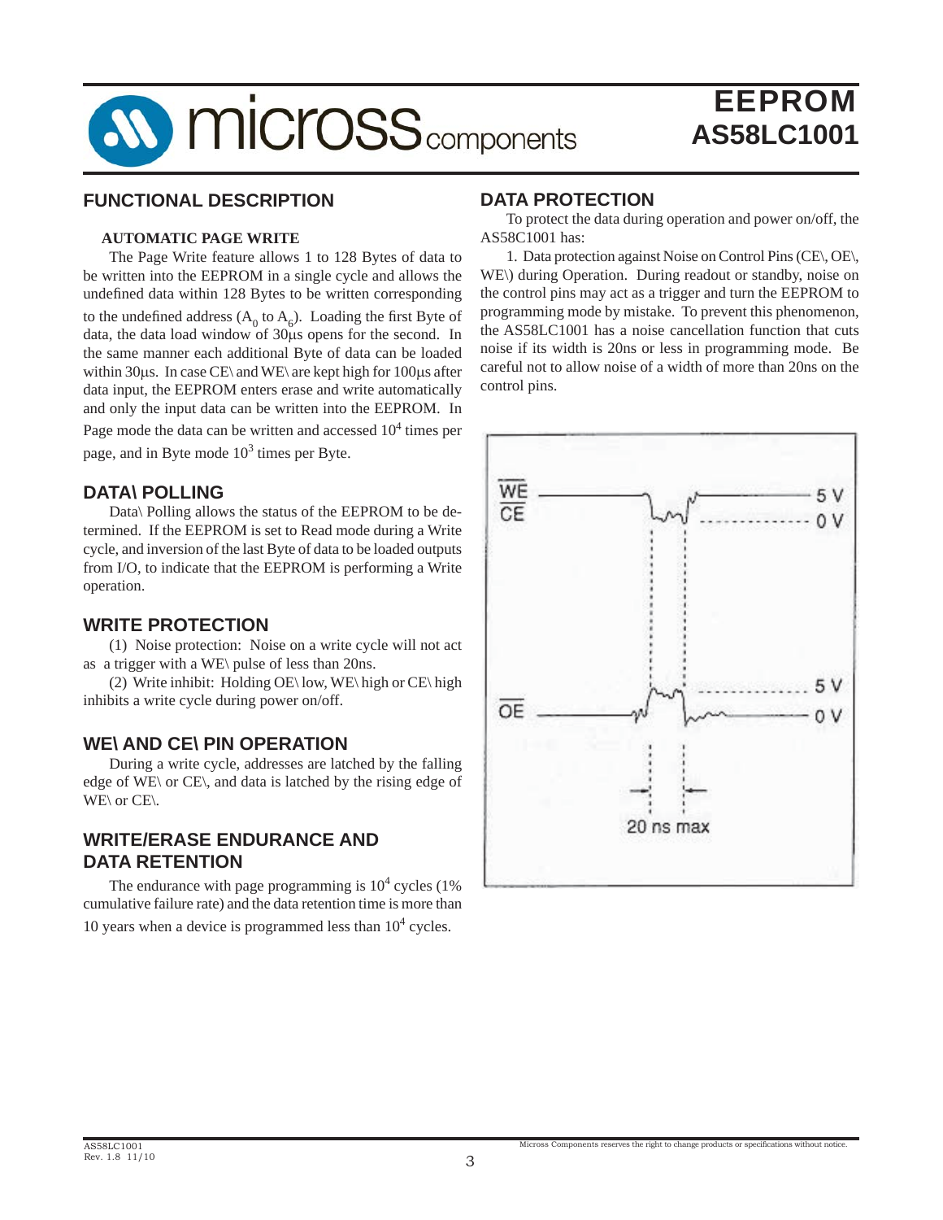## FUNCTIONAL DESCRIPTION

### AUTOMATIC PAGE WRITE

The Page Write feature allows 1 to 128 Bytes of data to be written into the EEPROM in a single cycle and allows the undefined data within 128 Bytes to be written corresponding to the undefined address ($A_0$ to $A_6$). Loading the first Byte of data, the data load window of 30µs opens for the second. In the same manner each additional Byte of data can be loaded within 30µs. In case CE\ and WE\ are kept high for 100µs after data input, the EEPROM enters erase and write automatically and only the input data can be written into the EEPROM. In Page mode the data can be written and accessed $10^4$ times per page, and in Byte mode $10^3$ times per Byte.

## DATA\ POLLING

Data\ Polling allows the status of the EEPROM to be determined. If the EEPROM is set to Read mode during a Write cycle, and inversion of the last Byte of data to be loaded outputs from I/O, to indicate that the EEPROM is performing a Write operation.

## WRITE PROTECTION

(1) Noise protection: Noise on a write cycle will not act as a trigger with a WE\ pulse of less than 20ns.

(2) Write inhibit: Holding OE\ low, WE\ high or CE\ high inhibits a write cycle during power on/off.

## WE\ AND CE\ PIN OPERATION

During a write cycle, addresses are latched by the falling edge of WE\ or CE\, and data is latched by the rising edge of WE\ or CE\.

## WRITE/ERASE ENDURANCE AND DATA RETENTION

The endurance with page programming is $10^4$ cycles (1% cumulative failure rate) and the data retention time is more than 10 years when a device is programmed less than $10^4$ cycles.

## DATA PROTECTION

To protect the data during operation and power on/off, the AS58C1001 has:

1. Data protection against Noise on Control Pins (CE\, OE\, WE\) during Operation. During readout or standby, noise on the control pins may act as a trigger and turn the EEPROM to programming mode by mistake. To prevent this phenomenon, the AS58LC1001 has a noise cancellation function that cuts noise if its width is 20ns or less in programming mode. Be careful not to allow noise of a width of more than 20ns on the control pins.

WE/CE: 5 V, 0 V
OE: 5 V, 0 V
20 ns max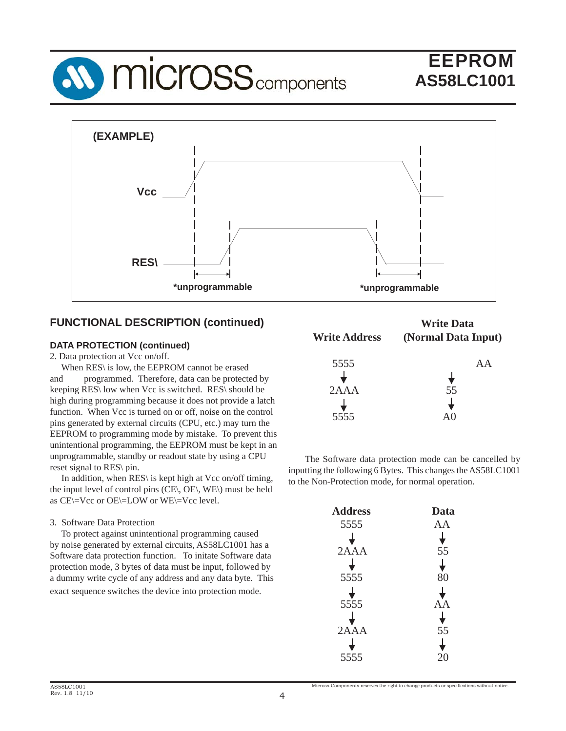(EXAMPLE)

Vcc

RES\

*unprogrammable

*unprogrammable

## FUNCTIONAL DESCRIPTION (continued)

### DATA PROTECTION (continued)

2. Data protection at Vcc on/off.

When RES\ is low, the EEPROM cannot be erased and programmed. Therefore, data can be protected by keeping RES\ low when Vcc is switched. RES\ should be high during programming because it does not provide a latch function. When Vcc is turned on or off, noise on the control pins generated by external circuits (CPU, etc.) may turn the EEPROM to programming mode by mistake. To prevent this unintentional programming, the EEPROM must be kept in an unprogrammable, standby or readout state by using a CPU reset signal to RES\ pin.

In addition, when RES\ is kept high at Vcc on/off timing, the input level of control pins (CE\, OE\, WE\) must be held as CE\=Vcc or OE\=LOW or WE\=Vcc level.

3. Software Data Protection

To protect against unintentional programming caused by noise generated by external circuits, AS58LC1001 has a Software data protection function. To initate Software data protection mode, 3 bytes of data must be input, followed by a dummy write cycle of any address and any data byte. This exact sequence switches the device into protection mode.

| Write Address | Write Data (Normal Data Input) |
|---|---|
| 5555 | AA |
| ↓ | ↓ |
| 2AAA | 55 |
| ↓ | ↓ |
| 5555 | A0 |

The Software data protection mode can be cancelled by inputting the following 6 Bytes. This changes the AS58LC1001 to the Non-Protection mode, for normal operation.

| Address | Data |
|---|---|
| 5555 | AA |
| ↓ | ↓ |
| 2AAA | 55 |
| ↓ | ↓ |
| 5555 | 80 |
| ↓ | ↓ |
| 5555 | AA |
| ↓ | ↓ |
| 2AAA | 55 |
| ↓ | ↓ |
| 5555 | 20 |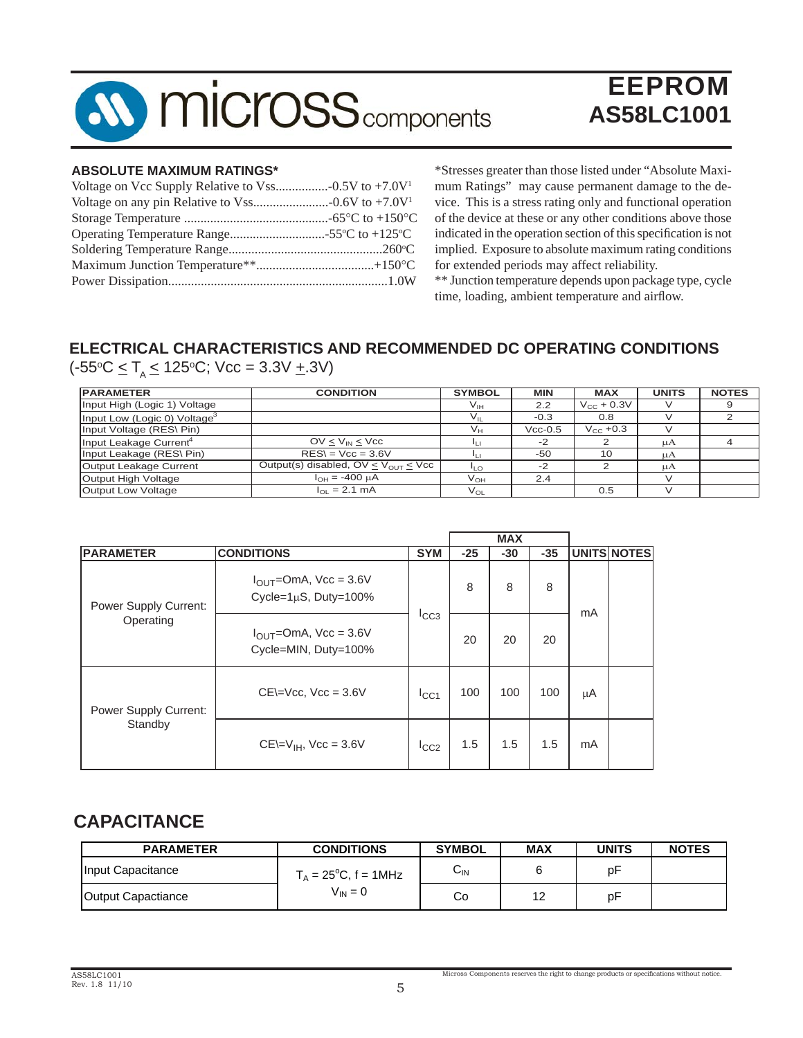## ABSOLUTE MAXIMUM RATINGS*

Voltage on Vcc Supply Relative to Vss................-0.5V to +7.0V[1]
Voltage on any pin Relative to Vss.......................-0.6V to +7.0V[1]
Storage Temperature ............................................-65°C to +150°C
Operating Temperature Range.............................-55°C to +125°C
Soldering Temperature Range...............................................260°C
Maximum Junction Temperature**....................................+150°C
Power Dissipation..................................................................1.0W

*Stresses greater than those listed under "Absolute Maximum Ratings" may cause permanent damage to the device. This is a stress rating only and functional operation of the device at these or any other conditions above those indicated in the operation section of this specification is not implied. Exposure to absolute maximum rating conditions for extended periods may affect reliability.
** Junction temperature depends upon package type, cycle time, loading, ambient temperature and airflow.

## ELECTRICAL CHARACTERISTICS AND RECOMMENDED DC OPERATING CONDITIONS

($-55^oC \leq T_A \leq 125^oC$; Vcc = 3.3V $\pm$.3V)

| PARAMETER | CONDITION | SYMBOL | MIN | MAX | UNITS | NOTES |
|---|---|---|---|---|---|---|
| Input High (Logic 1) Voltage | | $V_{IH}$ | 2.2 | $V_{CC}$ + 0.3V | V | 9 |
| Input Low (Logic 0) Voltage[3] | | $V_{IL}$ | -0.3 | 0.8 | V | 2 |
| Input Voltage (RES\ Pin) | | $V_H$ | Vcc-0.5 | $V_{CC}$ +0.3 | V | |
| Input Leakage Current[4] | $0V \leq V_{IN} \leq Vcc$ | $I_{LI}$ | -2 | 2 | μA | 4 |
| Input Leakage (RES\ Pin) | RES\ = Vcc = 3.6V | $I_{LI}$ | -50 | 10 | μA | |
| Output Leakage Current | Output(s) disabled, $0V \leq V_{OUT} \leq Vcc$ | $I_{LO}$ | -2 | 2 | μA | |
| Output High Voltage | $I_{OH}$ = -400 μA | $V_{OH}$ | 2.4 | | V | |
| Output Low Voltage | $I_{OL}$ = 2.1 mA | $V_{OL}$ | | 0.5 | V | |

| PARAMETER | CONDITIONS | SYM | MAX | | | UNITS | NOTES |
|---|---|---|---|---|---|---|---|
| | | | -25 | -30 | -35 | | |
| Power Supply Current: Operating | $I_{OUT}$=0mA, Vcc = 3.6V Cycle=1μS, Duty=100% | $I_{CC3}$ | 8 | 8 | 8 | mA | |
| | $I_{OUT}$=0mA, Vcc = 3.6V Cycle=MIN, Duty=100% | | 20 | 20 | 20 | | |
| Power Supply Current: Standby | CE\=Vcc, Vcc = 3.6V | $I_{CC1}$ | 100 | 100 | 100 | μA | |
| | CE\=$V_{IH}$, Vcc = 3.6V | $I_{CC2}$ | 1.5 | 1.5 | 1.5 | mA | |

## CAPACITANCE

| PARAMETER | CONDITIONS | SYMBOL | MAX | UNITS | NOTES |
|---|---|---|---|---|---|
| Input Capacitance | $T_A = 25^oC$, f = 1MHz $V_{IN} = 0$ | $C_{IN}$ | 6 | pF | |
| Output Capactiance | | Co | 12 | pF | |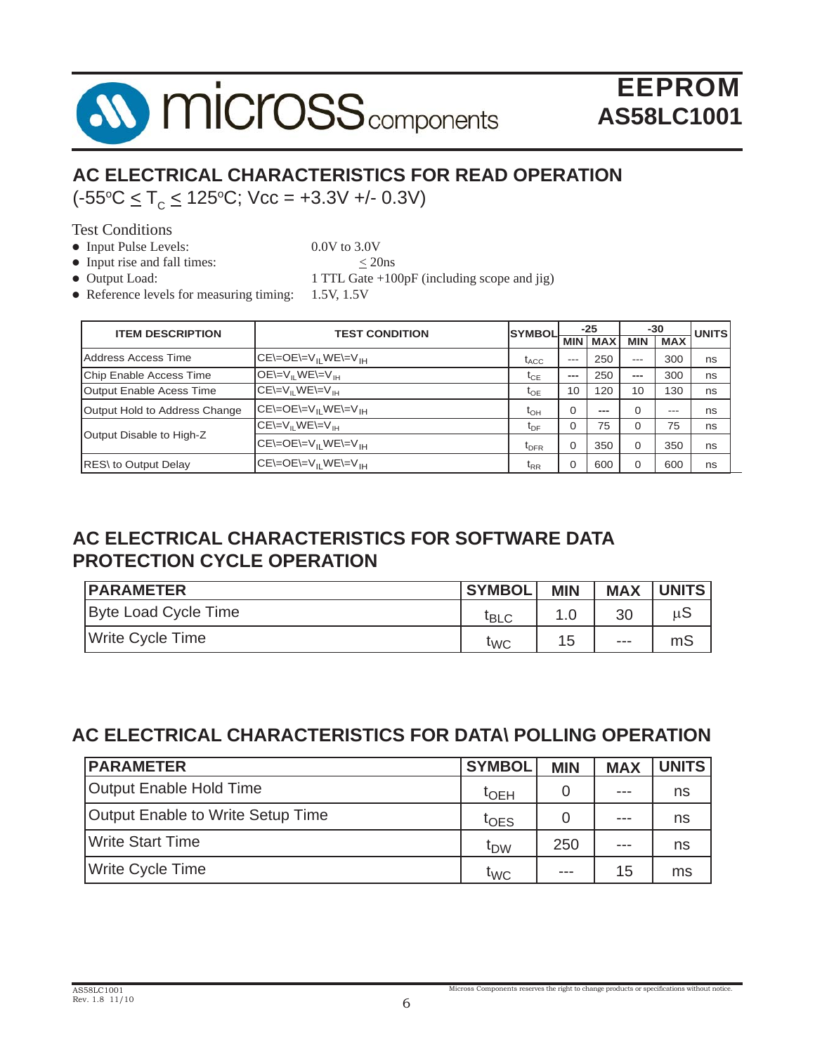## AC ELECTRICAL CHARACTERISTICS FOR READ OPERATION

(-55°C ≤ $T_C$ ≤ 125°C; Vcc = +3.3V +/- 0.3V)

Test Conditions

- Input Pulse Levels: 0.0V to 3.0V
- Input rise and fall times: ≤ 20ns
- Output Load: 1 TTL Gate +100pF (including scope and jig)
- Reference levels for measuring timing: 1.5V, 1.5V

| ITEM DESCRIPTION | TEST CONDITION | SYMBOL | -25 | | -30 | | UNITS |
|---|---|---|---|---|---|---|---|
| | | | MIN | MAX | MIN | MAX | |
| Address Access Time | CE\=OE\=$V_{IL}$WE\=$V_{IH}$ | $t_{ACC}$ | --- | 250 | --- | 300 | ns |
| Chip Enable Access Time | OE\=$V_{IL}$WE\=$V_{IH}$ | $t_{CE}$ | --- | 250 | --- | 300 | ns |
| Output Enable Acess Time | CE\=$V_{IL}$WE\=$V_{IH}$ | $t_{OE}$ | 10 | 120 | 10 | 130 | ns |
| Output Hold to Address Change | CE\=OE\=$V_{IL}$WE\=$V_{IH}$ | $t_{OH}$ | 0 | --- | 0 | --- | ns |
| Output Disable to High-Z | CE\=$V_{IL}$WE\=$V_{IH}$ | $t_{DF}$ | 0 | 75 | 0 | 75 | ns |
| | CE\=OE\=$V_{IL}$WE\=$V_{IH}$ | $t_{DFR}$ | 0 | 350 | 0 | 350 | ns |
| RES\ to Output Delay | CE\=OE\=$V_{IL}$WE\=$V_{IH}$ | $t_{RR}$ | 0 | 600 | 0 | 600 | ns |

## AC ELECTRICAL CHARACTERISTICS FOR SOFTWARE DATA PROTECTION CYCLE OPERATION

| PARAMETER | SYMBOL | MIN | MAX | UNITS |
|---|---|---|---|---|
| Byte Load Cycle Time | $t_{BLC}$ | 1.0 | 30 | µS |
| Write Cycle Time | $t_{WC}$ | 15 | --- | mS |

## AC ELECTRICAL CHARACTERISTICS FOR DATA\ POLLING OPERATION

| PARAMETER | SYMBOL | MIN | MAX | UNITS |
|---|---|---|---|---|
| Output Enable Hold Time | $t_{OEH}$ | 0 | --- | ns |
| Output Enable to Write Setup Time | $t_{OES}$ | 0 | --- | ns |
| Write Start Time | $t_{DW}$ | 250 | --- | ns |
| Write Cycle Time | $t_{WC}$ | --- | 15 | ms |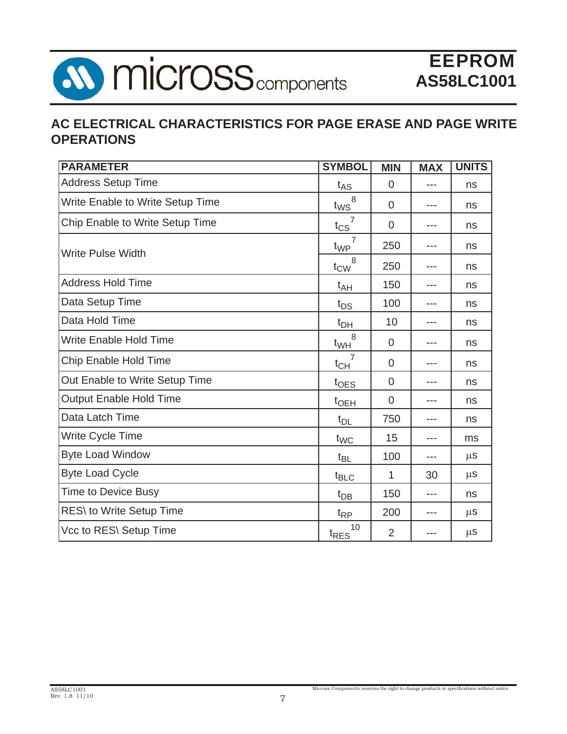## AC ELECTRICAL CHARACTERISTICS FOR PAGE ERASE AND PAGE WRITE OPERATIONS

| PARAMETER | SYMBOL | MIN | MAX | UNITS |
|---|---|---|---|---|
| Address Setup Time | $t_{AS}$ | 0 | --- | ns |
| Write Enable to Write Setup Time | $t_{WS}$ [8] | 0 | --- | ns |
| Chip Enable to Write Setup Time | $t_{CS}$ [7] | 0 | --- | ns |
| Write Pulse Width | $t_{WP}$ [7] | 250 | --- | ns |
| | $t_{CW}$ [8] | 250 | --- | ns |
| Address Hold Time | $t_{AH}$ | 150 | --- | ns |
| Data Setup Time | $t_{DS}$ | 100 | --- | ns |
| Data Hold Time | $t_{DH}$ | 10 | --- | ns |
| Write Enable Hold Time | $t_{WH}$ [8] | 0 | --- | ns |
| Chip Enable Hold Time | $t_{CH}$ [7] | 0 | --- | ns |
| Out Enable to Write Setup Time | $t_{OES}$ | 0 | --- | ns |
| Output Enable Hold Time | $t_{OEH}$ | 0 | --- | ns |
| Data Latch Time | $t_{DL}$ | 750 | --- | ns |
| Write Cycle Time | $t_{WC}$ | 15 | --- | ms |
| Byte Load Window | $t_{BL}$ | 100 | --- | µs |
| Byte Load Cycle | $t_{BLC}$ | 1 | 30 | µs |
| Time to Device Busy | $t_{DB}$ | 150 | --- | ns |
| RES\ to Write Setup Time | $t_{RP}$ | 200 | --- | µs |
| Vcc to RES\ Setup Time | $t_{RES}$ [10] | 2 | --- | µs |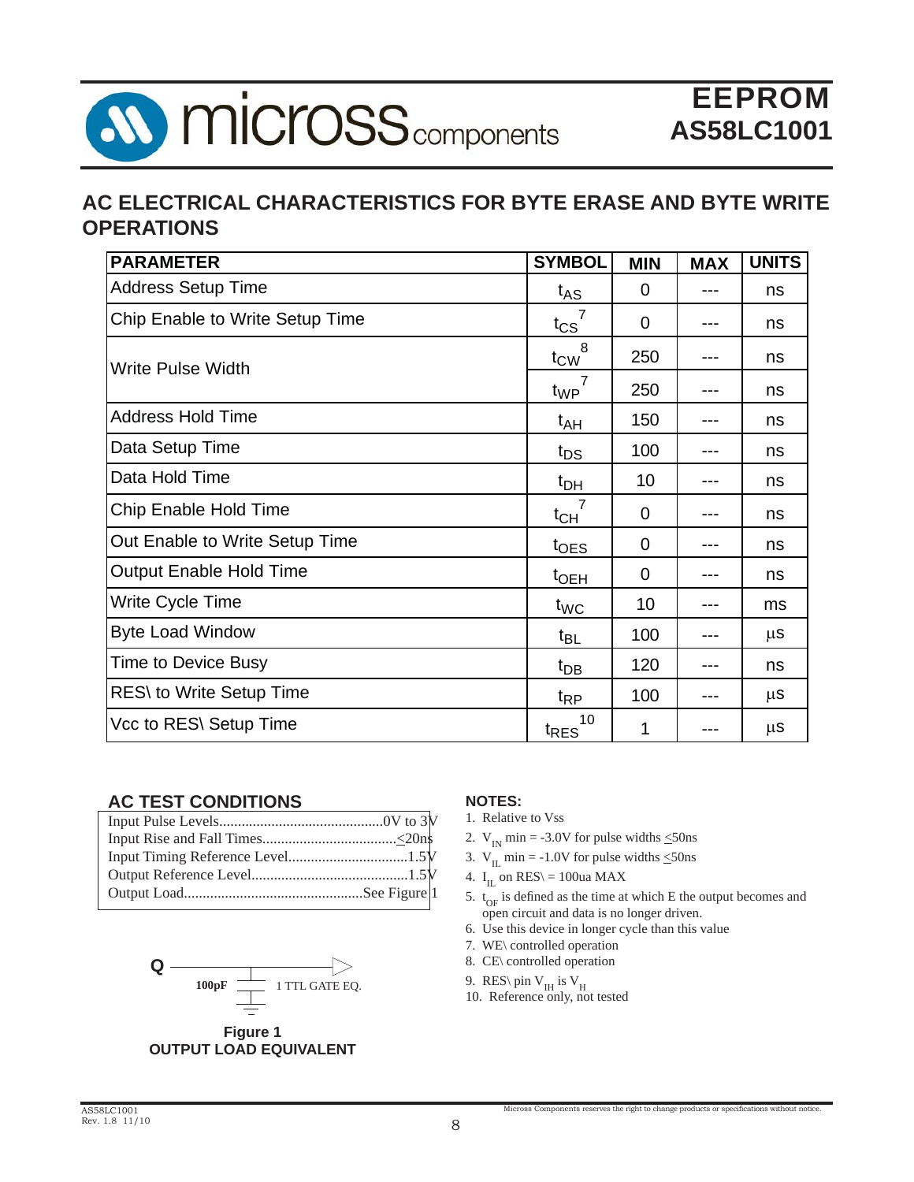## AC ELECTRICAL CHARACTERISTICS FOR BYTE ERASE AND BYTE WRITE OPERATIONS

| PARAMETER | SYMBOL | MIN | MAX | UNITS |
|---|---|---|---|---|
| Address Setup Time | $t_{AS}$ | 0 | --- | ns |
| Chip Enable to Write Setup Time | $t_{CS}$[7] | 0 | --- | ns |
| Write Pulse Width | $t_{CW}$[8] | 250 | --- | ns |
| | $t_{WP}$[7] | 250 | --- | ns |
| Address Hold Time | $t_{AH}$ | 150 | --- | ns |
| Data Setup Time | $t_{DS}$ | 100 | --- | ns |
| Data Hold Time | $t_{DH}$ | 10 | --- | ns |
| Chip Enable Hold Time | $t_{CH}$[7] | 0 | --- | ns |
| Out Enable to Write Setup Time | $t_{OES}$ | 0 | --- | ns |
| Output Enable Hold Time | $t_{OEH}$ | 0 | --- | ns |
| Write Cycle Time | $t_{WC}$ | 10 | --- | ms |
| Byte Load Window | $t_{BL}$ | 100 | --- | µs |
| Time to Device Busy | $t_{DB}$ | 120 | --- | ns |
| RES\ to Write Setup Time | $t_{RP}$ | 100 | --- | µs |
| Vcc to RES\ Setup Time | $t_{RES}$[10] | 1 | --- | µs |

### AC TEST CONDITIONS

| | |
|---|---|
| Input Pulse Levels | 0V to 3V |
| Input Rise and Fall Times | ≤20ns |
| Input Timing Reference Level | 1.5V |
| Output Reference Level | 1.5V |
| Output Load | See Figure 1 |

Q — 100pF — 1 TTL GATE EQ.

**Figure 1**
**OUTPUT LOAD EQUIVALENT**

### NOTES:

1. Relative to Vss
2. $V_{IN}$ min = -3.0V for pulse widths ≤50ns
3. $V_{IL}$ min = -1.0V for pulse widths ≤50ns
4. $I_{IL}$ on RES\ = 100ua MAX
5. $t_{OF}$ is defined as the time at which E the output becomes and open circuit and data is no longer driven.
6. Use this device in longer cycle than this value
7. WE\ controlled operation
8. CE\ controlled operation
9. RES\ pin $V_{IH}$ is $V_H$
10. Reference only, not tested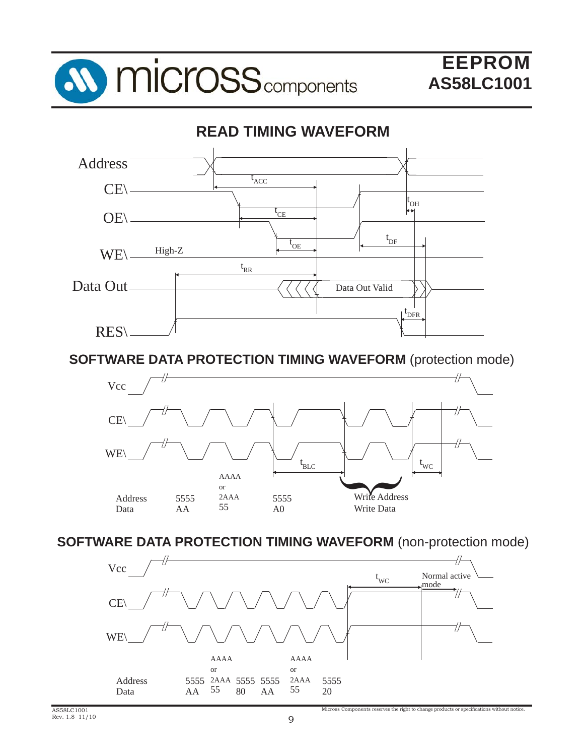## READ TIMING WAVEFORM

Address

CE\

OE\

WE\ High-Z

Data Out — Data Out Valid

RES\

$t_{ACC}$, $t_{CE}$, $t_{OE}$, $t_{RR}$, $t_{OH}$, $t_{DF}$, $t_{DFR}$

## SOFTWARE DATA PROTECTION TIMING WAVEFORM (protection mode)

Vcc

CE\

WE\

$t_{BLC}$ $t_{WC}$

| Address | 5555 | AAAA or 2AAA | 5555 | Write Address |
|---|---|---|---|---|
| Data | AA | 55 | A0 | Write Data |

## SOFTWARE DATA PROTECTION TIMING WAVEFORM (non-protection mode)

Vcc

CE\

WE\

$t_{WC}$ Normal active mode

| Address | 5555 | AAAA or 2AAA | 5555 | 5555 | AAAA or 2AAA | 5555 |
|---|---|---|---|---|---|---|
| Data | AA | 55 | 80 | AA | 55 | 20 |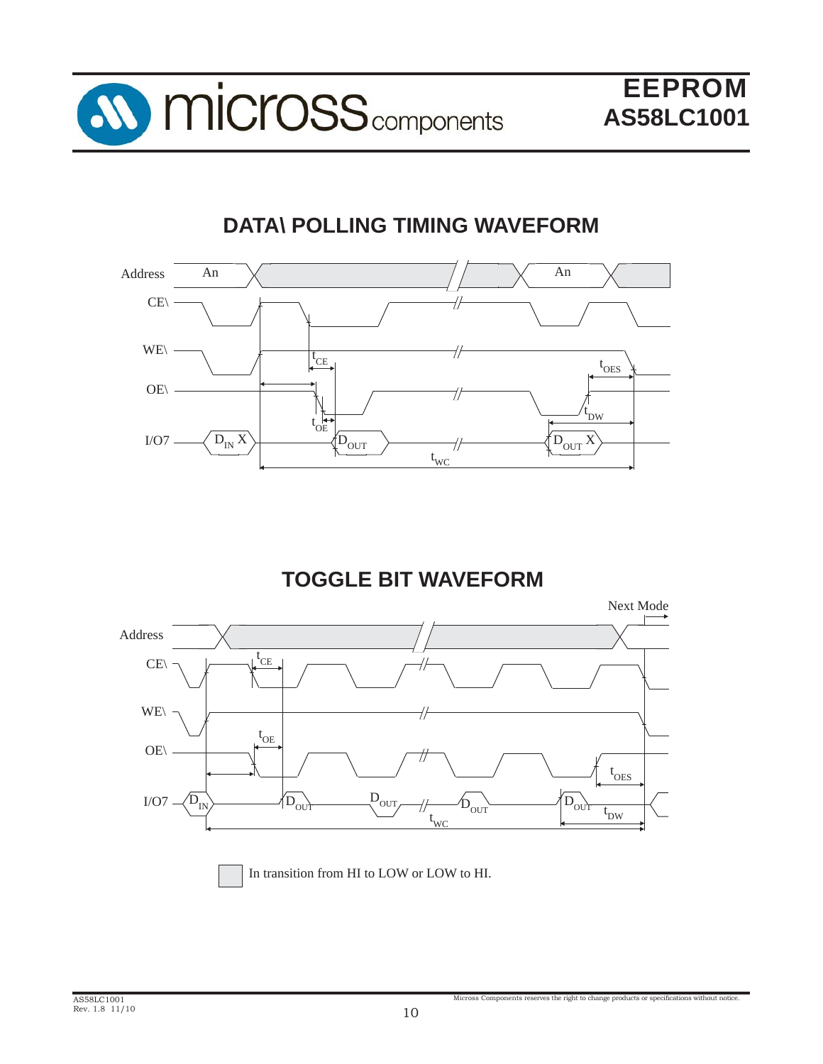## DATA\ POLLING TIMING WAVEFORM

Address — An — An

CE\

WE\

OE\

I/O7 — $D_{IN}$ X — $D_{OUT}$ — $D_{OUT}$ X

$t_{CE}$, $t_{OE}$, $t_{OES}$, $t_{DW}$, $t_{WC}$

## TOGGLE BIT WAVEFORM

Next Mode

Address

CE\

WE\

OE\

I/O7 — $D_{IN}$ — $D_{OUT}$ — $D_{OUT}$ — $D_{OUT}$ — $D_{OUT}$

$t_{CE}$, $t_{OE}$, $t_{OES}$, $t_{DW}$, $t_{WC}$

In transition from HI to LOW or LOW to HI.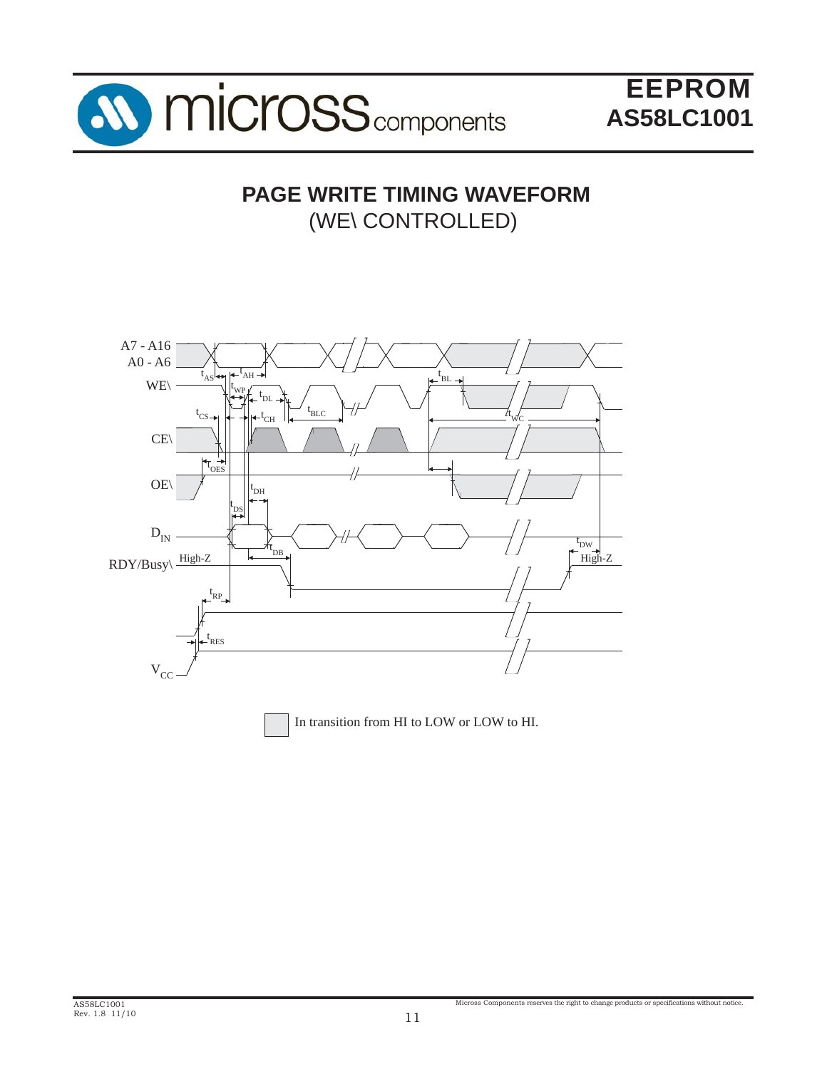# PAGE WRITE TIMING WAVEFORM

(WE\ CONTROLLED)

A7 - A16
A0 - A6

WE\

CE\

OE\

$D_{IN}$

RDY/Busy\

$V_{CC}$

$t_{AS}$ $t_{AH}$ $t_{WP}$ $t_{DL}$ $t_{CS}$ $t_{CH}$ $t_{BLC}$ $t_{BL}$ $t_{WC}$ $t_{OES}$ $t_{DH}$ $t_{DS}$ $t_{DB}$ $t_{DW}$ $t_{RP}$ $t_{RES}$

High-Z High-Z

In transition from HI to LOW or LOW to HI.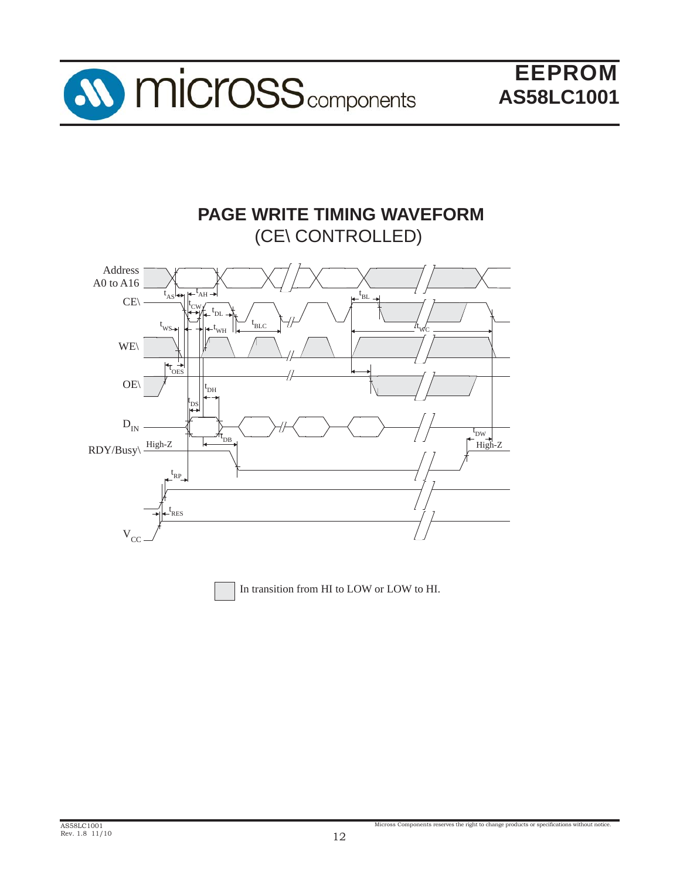## PAGE WRITE TIMING WAVEFORM

(CE\ CONTROLLED)

Address A0 to A16

CE\

WE\

OE\

$D_{IN}$

RDY/Busy\

$V_{CC}$

$t_{AS}$ $t_{AH}$ $t_{CW}$ $t_{DL}$ $t_{WS}$ $t_{WH}$ $t_{BLC}$ $t_{BL}$ $t_{WC}$ $t_{OES}$ $t_{DH}$ $t_{DS}$ $t_{DB}$ $t_{DW}$ $t_{RP}$ $t_{RES}$

High-Z

High-Z

In transition from HI to LOW or LOW to HI.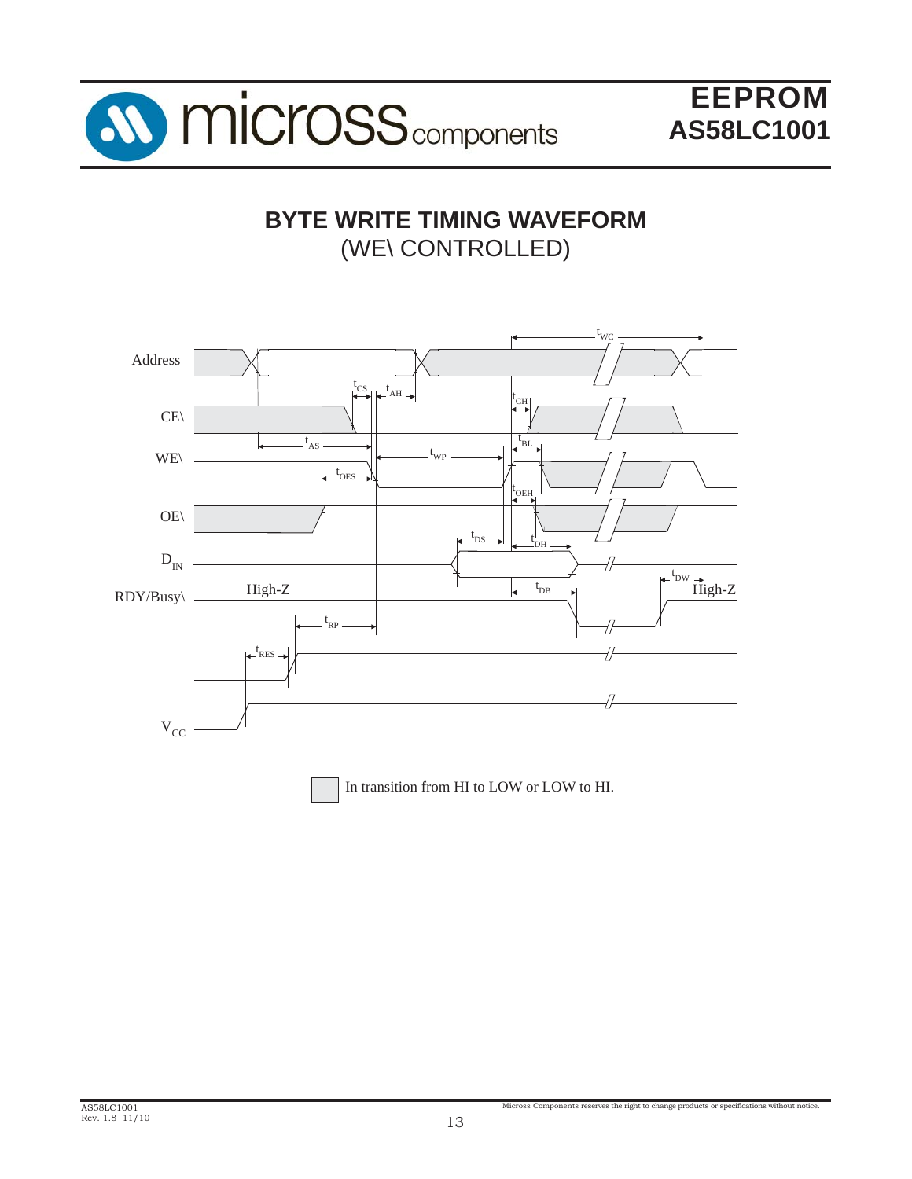## BYTE WRITE TIMING WAVEFORM
(WE\ CONTROLLED)

Address

CE\

WE\

OE\

$D_{IN}$

RDY/Busy\ High-Z High-Z

$V_{CC}$

$t_{WC}$ $t_{CS}$ $t_{AH}$ $t_{CH}$ $t_{AS}$ $t_{WP}$ $t_{BL}$ $t_{OES}$ $t_{OEH}$ $t_{DS}$ $t_{DH}$ $t_{DW}$ $t_{DB}$ $t_{RP}$ $t_{RES}$

In transition from HI to LOW or LOW to HI.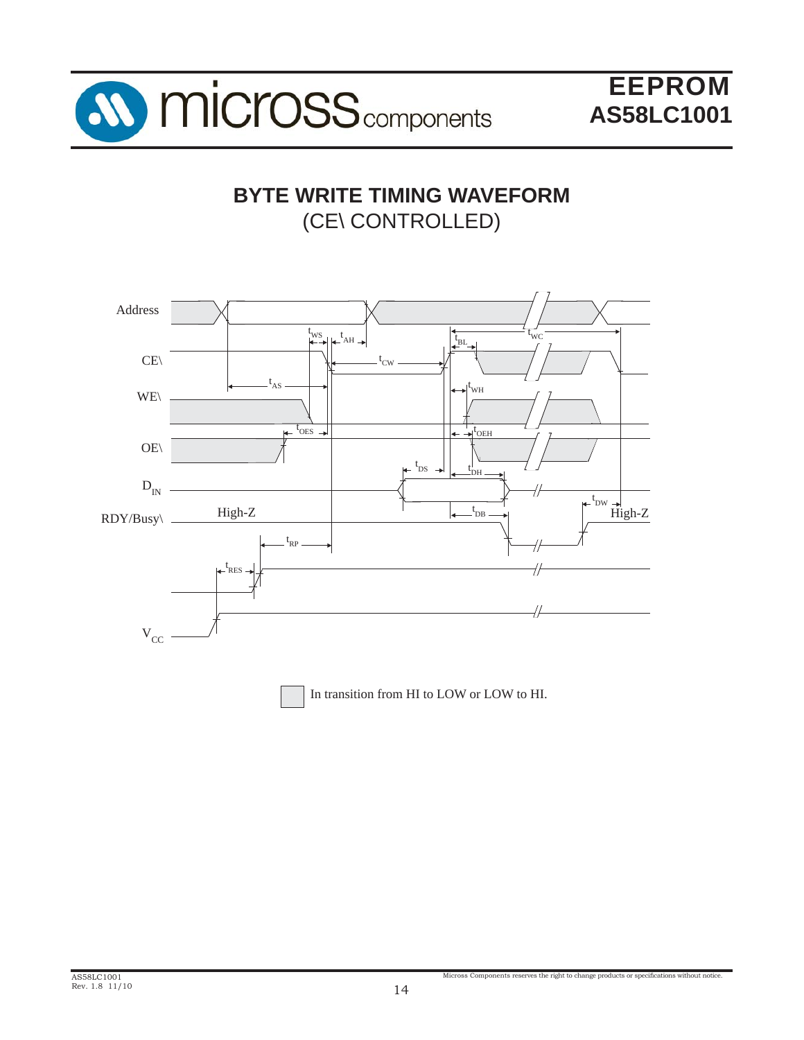## BYTE WRITE TIMING WAVEFORM

(CE\ CONTROLLED)

Address

CE\

WE\

OE\

$D_{IN}$

RDY/Busy\

$V_{CC}$

$t_{WS}$ $t_{AH}$ $t_{BL}$ $t_{WC}$ $t_{CW}$ $t_{AS}$ $t_{WH}$ $t_{OES}$ $t_{OEH}$ $t_{DS}$ $t_{DH}$ $t_{DW}$ $t_{DB}$ $t_{RP}$ $t_{RES}$

High-Z

High-Z

In transition from HI to LOW or LOW to HI.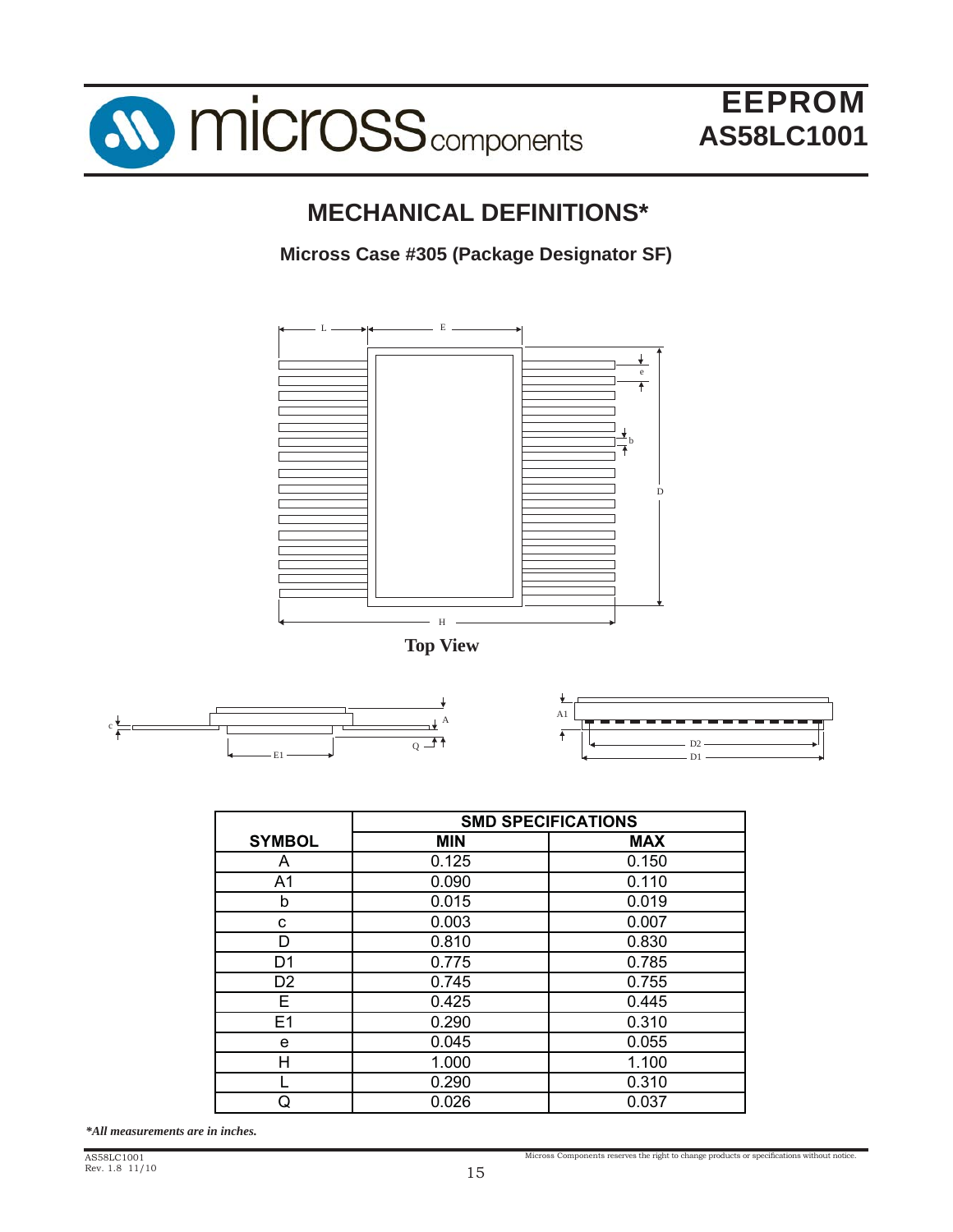## MECHANICAL DEFINITIONS*

**Micross Case #305 (Package Designator SF)**

**Top View**

| SYMBOL | SMD SPECIFICATIONS | |
|---|---|---|
| | **MIN** | **MAX** |
| A | 0.125 | 0.150 |
| A1 | 0.090 | 0.110 |
| b | 0.015 | 0.019 |
| c | 0.003 | 0.007 |
| D | 0.810 | 0.830 |
| D1 | 0.775 | 0.785 |
| D2 | 0.745 | 0.755 |
| E | 0.425 | 0.445 |
| E1 | 0.290 | 0.310 |
| e | 0.045 | 0.055 |
| H | 1.000 | 1.100 |
| L | 0.290 | 0.310 |
| Q | 0.026 | 0.037 |

***All measurements are in inches.***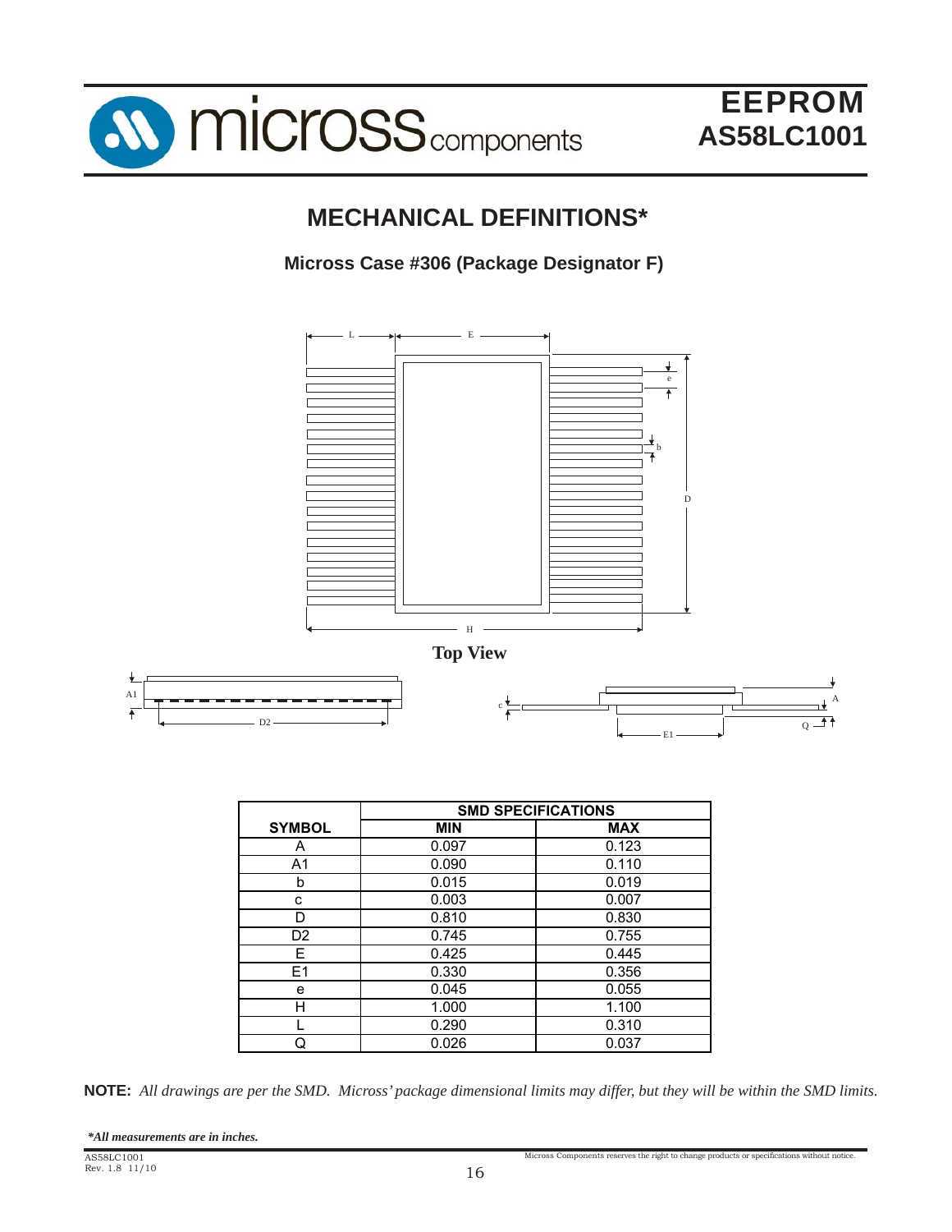## MECHANICAL DEFINITIONS*

### Micross Case #306 (Package Designator F)

**Top View**

| SYMBOL | SMD SPECIFICATIONS | |
|---|---|---|
| | MIN | MAX |
| A | 0.097 | 0.123 |
| A1 | 0.090 | 0.110 |
| b | 0.015 | 0.019 |
| c | 0.003 | 0.007 |
| D | 0.810 | 0.830 |
| D2 | 0.745 | 0.755 |
| E | 0.425 | 0.445 |
| E1 | 0.330 | 0.356 |
| e | 0.045 | 0.055 |
| H | 1.000 | 1.100 |
| L | 0.290 | 0.310 |
| Q | 0.026 | 0.037 |

**NOTE:** *All drawings are per the SMD. Micross' package dimensional limits may differ, but they will be within the SMD limits.*

****All measurements are in inches.***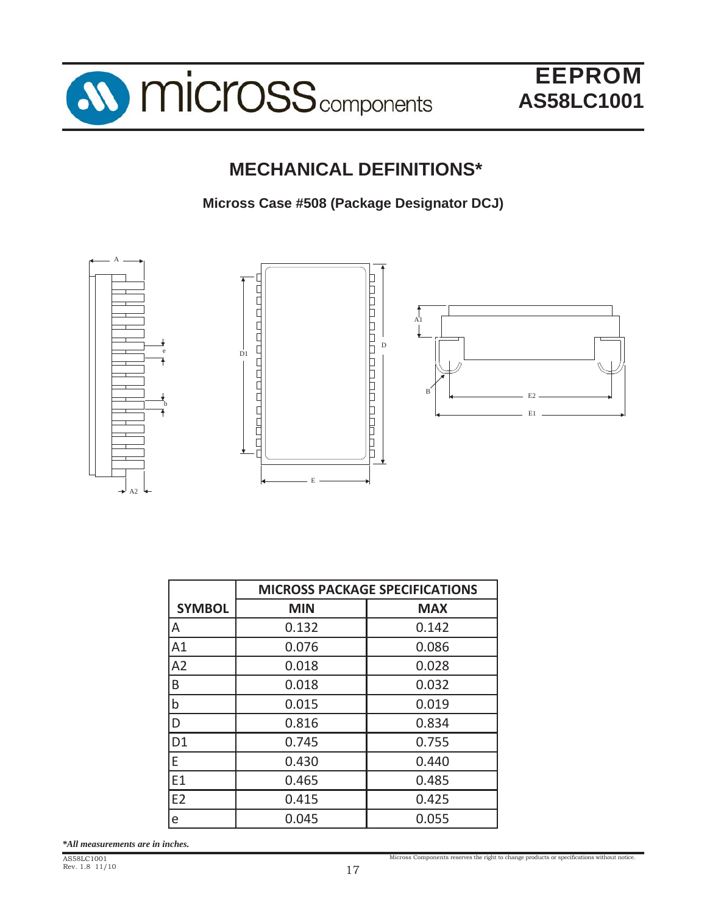## MECHANICAL DEFINITIONS*

**Micross Case #508 (Package Designator DCJ)**

| SYMBOL | MICROSS PACKAGE SPECIFICATIONS | |
|---|---|---|
| | MIN | MAX |
| A | 0.132 | 0.142 |
| A1 | 0.076 | 0.086 |
| A2 | 0.018 | 0.028 |
| B | 0.018 | 0.032 |
| b | 0.015 | 0.019 |
| D | 0.816 | 0.834 |
| D1 | 0.745 | 0.755 |
| E | 0.430 | 0.440 |
| E1 | 0.465 | 0.485 |
| E2 | 0.415 | 0.425 |
| e | 0.045 | 0.055 |

***All measurements are in inches.***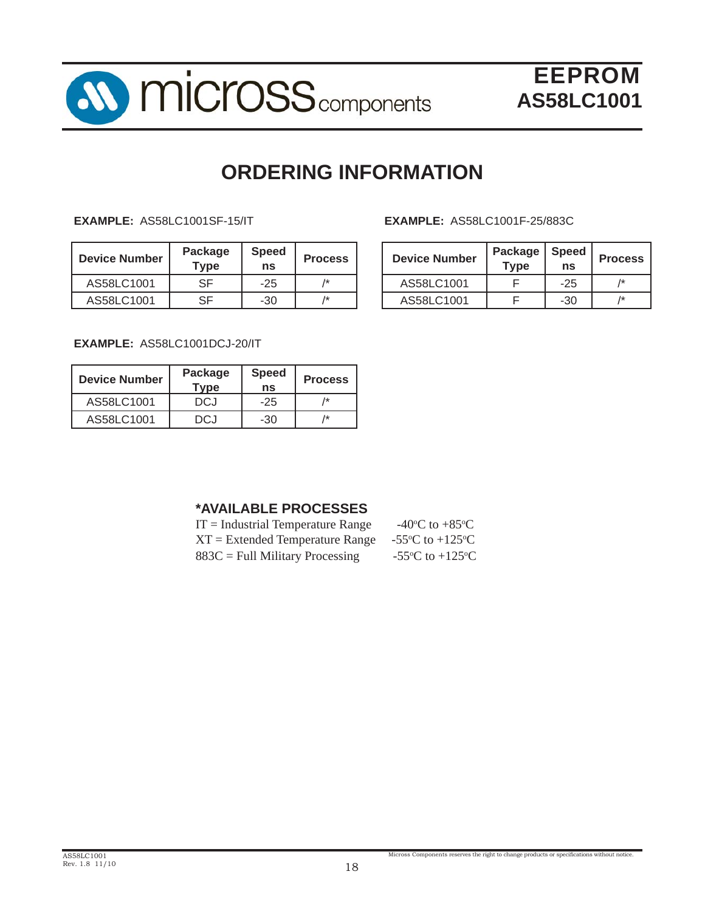# ORDERING INFORMATION

**EXAMPLE:** AS58LC1001SF-15/IT

| Device Number | Package Type | Speed ns | Process |
|---|---|---|---|
| AS58LC1001 | SF | -25 | /* |
| AS58LC1001 | SF | -30 | /* |

**EXAMPLE:** AS58LC1001F-25/883C

| Device Number | Package Type | Speed ns | Process |
|---|---|---|---|
| AS58LC1001 | F | -25 | /* |
| AS58LC1001 | F | -30 | /* |

**EXAMPLE:** AS58LC1001DCJ-20/IT

| Device Number | Package Type | Speed ns | Process |
|---|---|---|---|
| AS58LC1001 | DCJ | -25 | /* |
| AS58LC1001 | DCJ | -30 | /* |

### *AVAILABLE PROCESSES

| | |
|---|---|
| IT = Industrial Temperature Range | -40°C to +85°C |
| XT = Extended Temperature Range | -55°C to +125°C |
| 883C = Full Military Processing | -55°C to +125°C |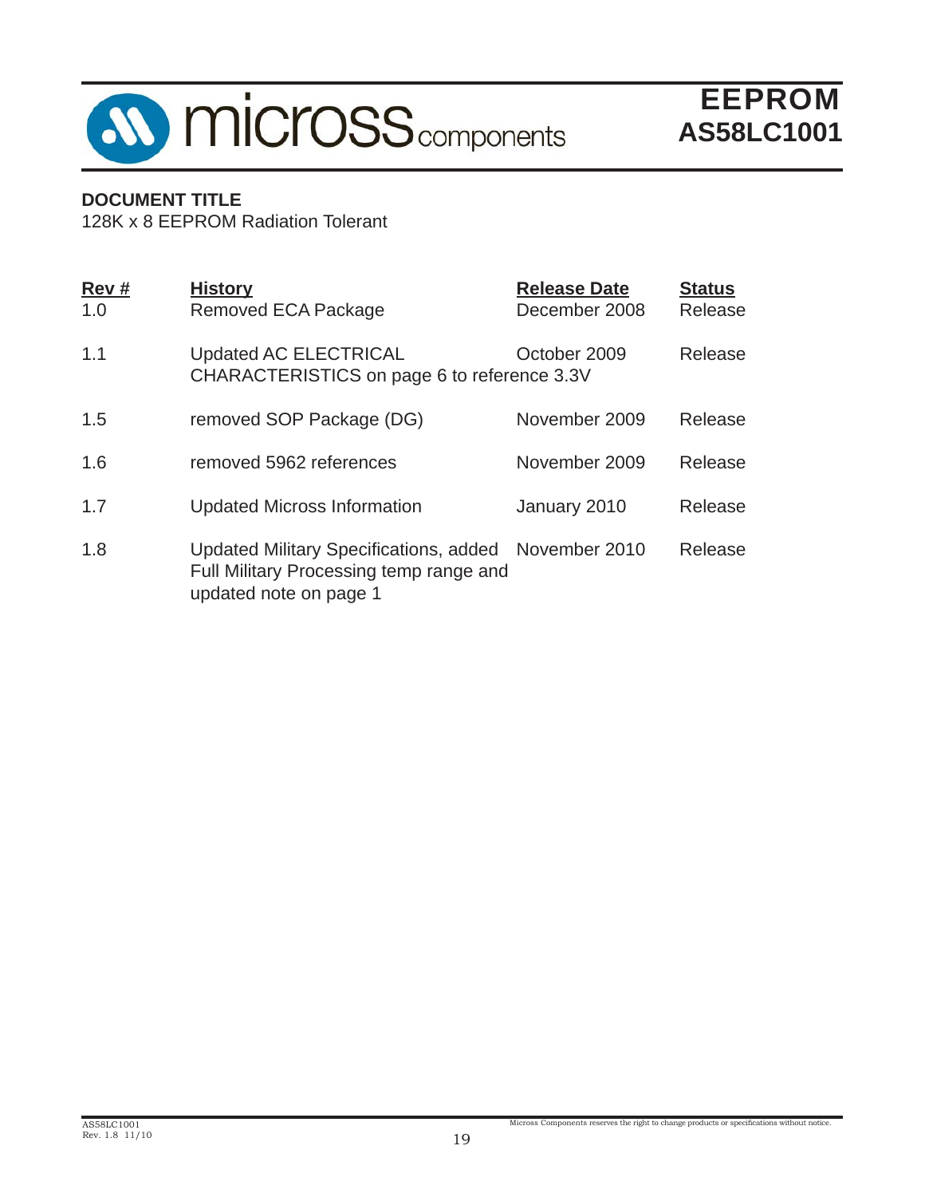**DOCUMENT TITLE**
128K x 8 EEPROM Radiation Tolerant

| Rev # | History | Release Date | Status |
|---|---|---|---|
| 1.0 | Removed ECA Package | December 2008 | Release |
| 1.1 | Updated AC ELECTRICAL CHARACTERISTICS on page 6 to reference 3.3V | October 2009 | Release |
| 1.5 | removed SOP Package (DG) | November 2009 | Release |
| 1.6 | removed 5962 references | November 2009 | Release |
| 1.7 | Updated Micross Information | January 2010 | Release |
| 1.8 | Updated Military Specifications, added Full Military Processing temp range and updated note on page 1 | November 2010 | Release |